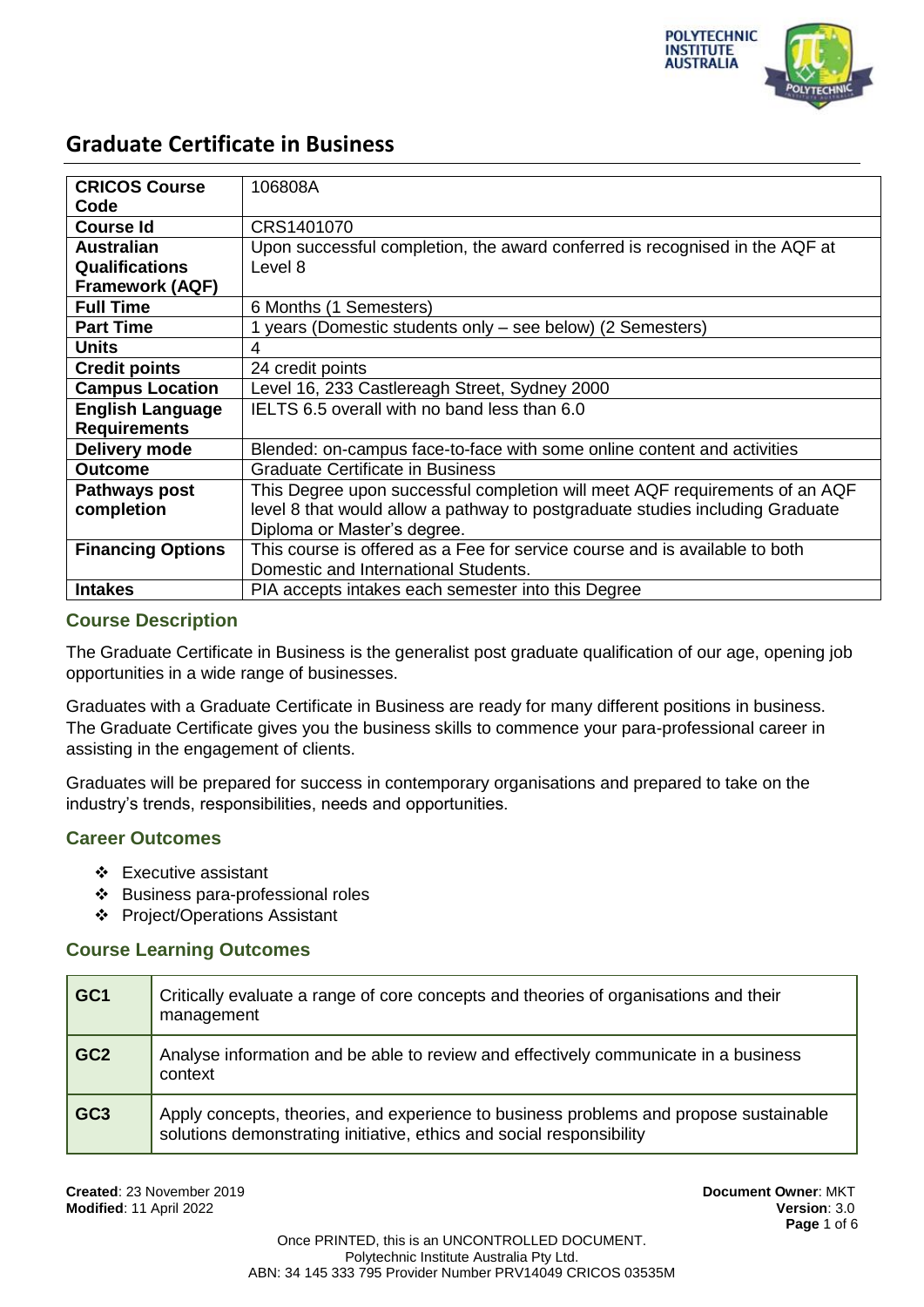# Graduate Certificate in Business

| | |
|---|---|
| **CRICOS Course Code** | 106808A |
| **Course Id** | CRS1401070 |
| **Australian Qualifications Framework (AQF)** | Upon successful completion, the award conferred is recognised in the AQF at Level 8 |
| **Full Time** | 6 Months (1 Semesters) |
| **Part Time** | 1 years (Domestic students only – see below) (2 Semesters) |
| **Units** | 4 |
| **Credit points** | 24 credit points |
| **Campus Location** | Level 16, 233 Castlereagh Street, Sydney 2000 |
| **English Language Requirements** | IELTS 6.5 overall with no band less than 6.0 |
| **Delivery mode** | Blended: on-campus face-to-face with some online content and activities |
| **Outcome** | Graduate Certificate in Business |
| **Pathways post completion** | This Degree upon successful completion will meet AQF requirements of an AQF level 8 that would allow a pathway to postgraduate studies including Graduate Diploma or Master's degree. |
| **Financing Options** | This course is offered as a Fee for service course and is available to both Domestic and International Students. |
| **Intakes** | PIA accepts intakes each semester into this Degree |

## Course Description

The Graduate Certificate in Business is the generalist post graduate qualification of our age, opening job opportunities in a wide range of businesses.

Graduates with a Graduate Certificate in Business are ready for many different positions in business. The Graduate Certificate gives you the business skills to commence your para-professional career in assisting in the engagement of clients.

Graduates will be prepared for success in contemporary organisations and prepared to take on the industry's trends, responsibilities, needs and opportunities.

## Career Outcomes

- Executive assistant
- Business para-professional roles
- Project/Operations Assistant

## Course Learning Outcomes

| | |
|---|---|
| **GC1** | Critically evaluate a range of core concepts and theories of organisations and their management |
| **GC2** | Analyse information and be able to review and effectively communicate in a business context |
| **GC3** | Apply concepts, theories, and experience to business problems and propose sustainable solutions demonstrating initiative, ethics and social responsibility |

**Created**: 23 November 2019
**Modified**: 11 April 2022

**Document Owner**: MKT
**Version**: 3.0

Once PRINTED, this is an UNCONTROLLED DOCUMENT.
Polytechnic Institute Australia Pty Ltd.
ABN: 34 145 333 795 Provider Number PRV14049 CRICOS 03535M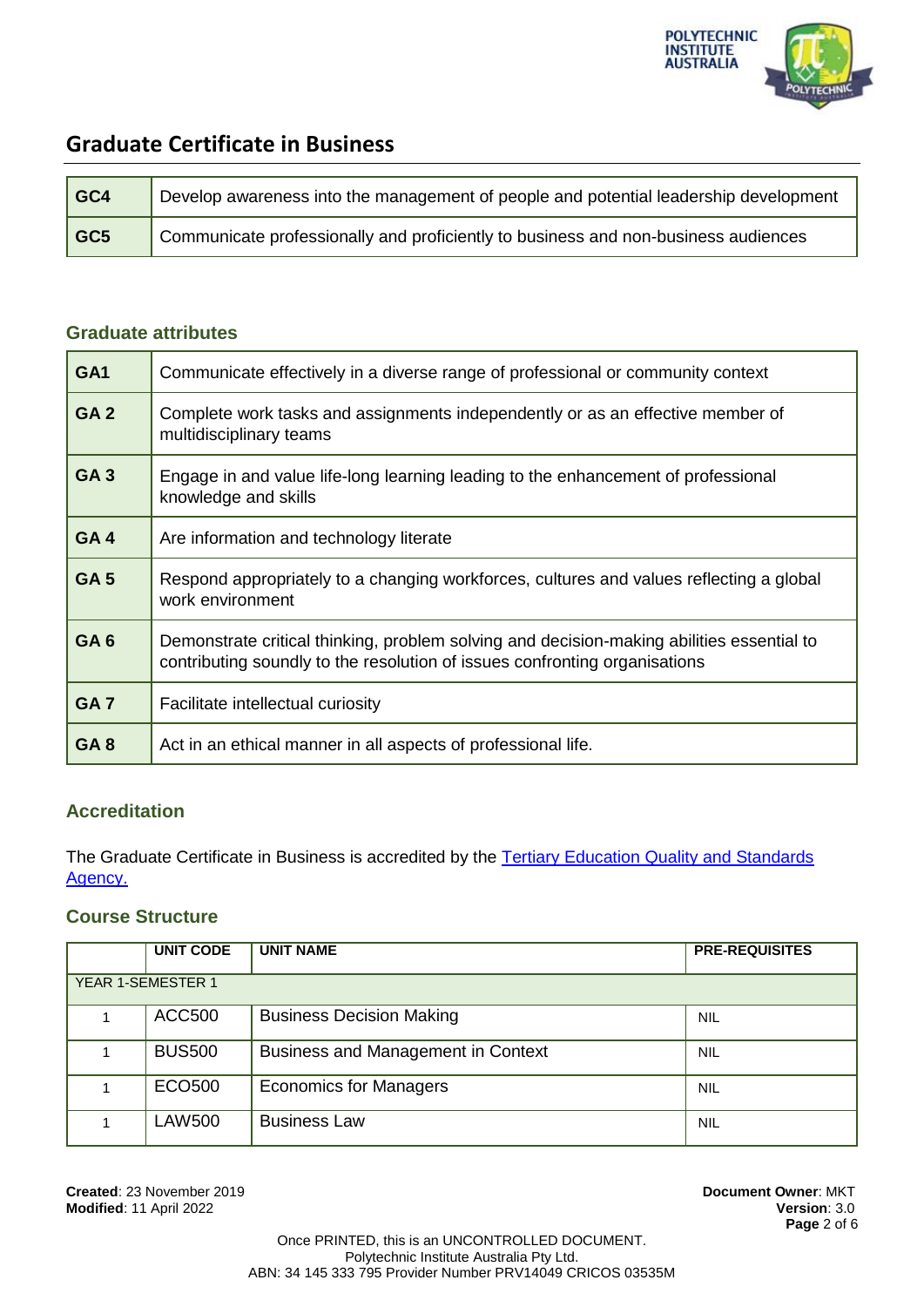# Graduate Certificate in Business

| | |
|---|---|
| **GC4** | Develop awareness into the management of people and potential leadership development |
| **GC5** | Communicate professionally and proficiently to business and non-business audiences |

## Graduate attributes

| | |
|---|---|
| **GA1** | Communicate effectively in a diverse range of professional or community context |
| **GA 2** | Complete work tasks and assignments independently or as an effective member of multidisciplinary teams |
| **GA 3** | Engage in and value life-long learning leading to the enhancement of professional knowledge and skills |
| **GA 4** | Are information and technology literate |
| **GA 5** | Respond appropriately to a changing workforces, cultures and values reflecting a global work environment |
| **GA 6** | Demonstrate critical thinking, problem solving and decision-making abilities essential to contributing soundly to the resolution of issues confronting organisations |
| **GA 7** | Facilitate intellectual curiosity |
| **GA 8** | Act in an ethical manner in all aspects of professional life. |

## Accreditation

The Graduate Certificate in Business is accredited by the [Tertiary Education Quality and Standards Agency.]()

## Course Structure

| | UNIT CODE | UNIT NAME | PRE-REQUISITES |
|---|---|---|---|
| YEAR 1-SEMESTER 1 | | | |
| 1 | ACC500 | Business Decision Making | NIL |
| 1 | BUS500 | Business and Management in Context | NIL |
| 1 | ECO500 | Economics for Managers | NIL |
| 1 | LAW500 | Business Law | NIL |

**Created**: 23 November 2019
**Modified**: 11 April 2022

**Document Owner**: MKT
**Version**: 3.0

Once PRINTED, this is an UNCONTROLLED DOCUMENT.
Polytechnic Institute Australia Pty Ltd.
ABN: 34 145 333 795 Provider Number PRV14049 CRICOS 03535M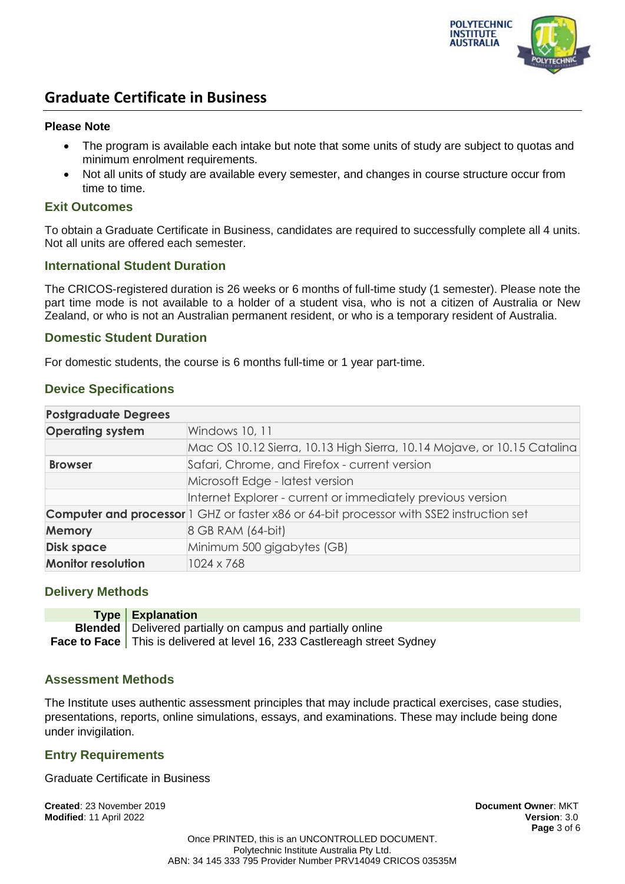## Graduate Certificate in Business

**Please Note**

- The program is available each intake but note that some units of study are subject to quotas and minimum enrolment requirements.
- Not all units of study are available every semester, and changes in course structure occur from time to time.

### Exit Outcomes

To obtain a Graduate Certificate in Business, candidates are required to successfully complete all 4 units. Not all units are offered each semester.

### International Student Duration

The CRICOS-registered duration is 26 weeks or 6 months of full-time study (1 semester). Please note the part time mode is not available to a holder of a student visa, who is not a citizen of Australia or New Zealand, or who is not an Australian permanent resident, or who is a temporary resident of Australia.

### Domestic Student Duration

For domestic students, the course is 6 months full-time or 1 year part-time.

### Device Specifications

| Postgraduate Degrees | |
|---|---|
| **Operating system** | Windows 10, 11 |
| | Mac OS 10.12 Sierra, 10.13 High Sierra, 10.14 Mojave, or 10.15 Catalina |
| **Browser** | Safari, Chrome, and Firefox - current version |
| | Microsoft Edge - latest version |
| | Internet Explorer - current or immediately previous version |
| **Computer and processor** | 1 GHZ or faster x86 or 64-bit processor with SSE2 instruction set |
| **Memory** | 8 GB RAM (64-bit) |
| **Disk space** | Minimum 500 gigabytes (GB) |
| **Monitor resolution** | 1024 x 768 |

### Delivery Methods

| Type | Explanation |
|---|---|
| **Blended** | Delivered partially on campus and partially online |
| **Face to Face** | This is delivered at level 16, 233 Castlereagh street Sydney |

### Assessment Methods

The Institute uses authentic assessment principles that may include practical exercises, case studies, presentations, reports, online simulations, essays, and examinations. These may include being done under invigilation.

### Entry Requirements

Graduate Certificate in Business

**Created**: 23 November 2019
**Modified**: 11 April 2022

**Document Owner**: MKT
**Version**: 3.0

Once PRINTED, this is an UNCONTROLLED DOCUMENT.
Polytechnic Institute Australia Pty Ltd.
ABN: 34 145 333 795 Provider Number PRV14049 CRICOS 03535M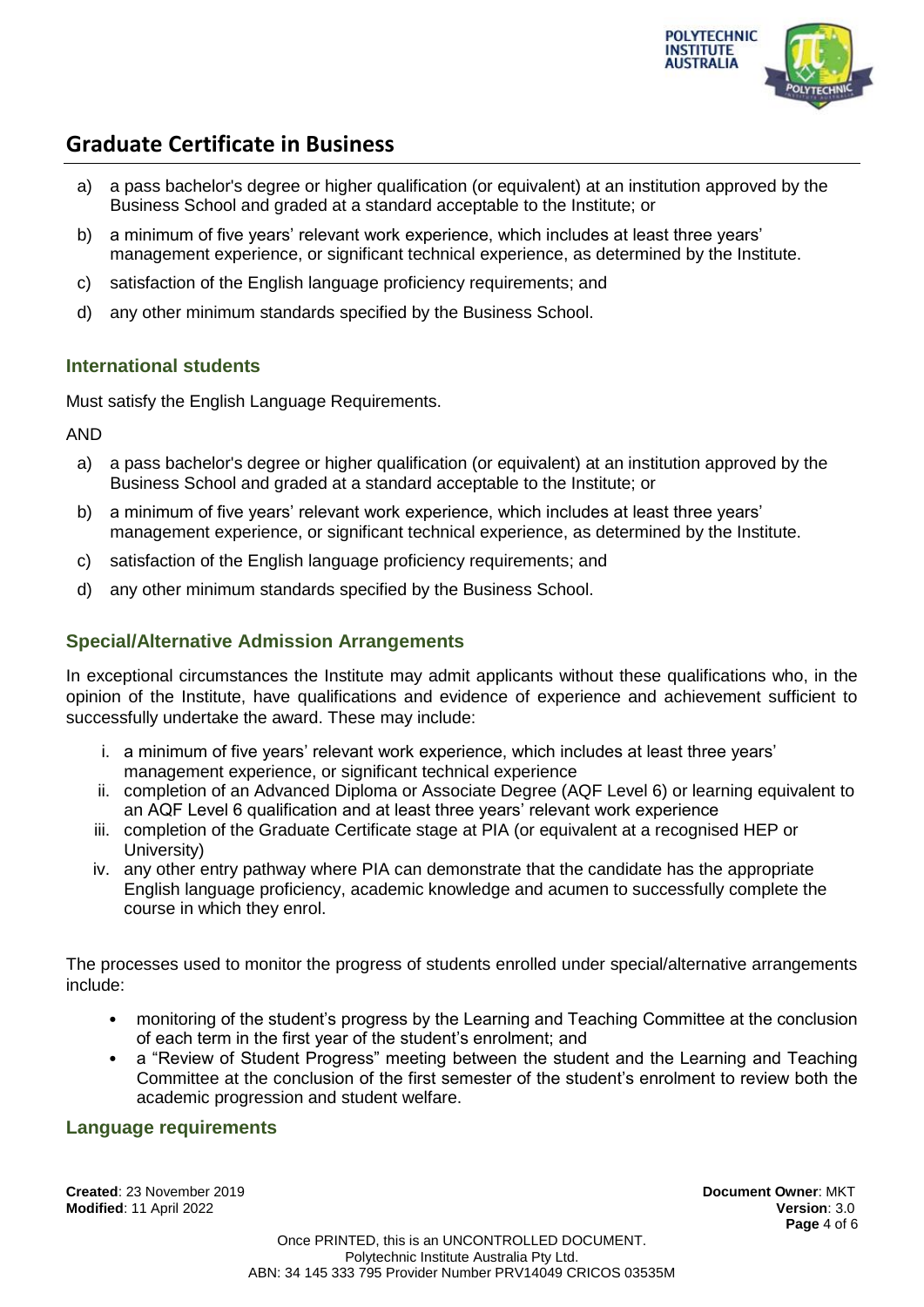a) a pass bachelor's degree or higher qualification (or equivalent) at an institution approved by the Business School and graded at a standard acceptable to the Institute; or
b) a minimum of five years' relevant work experience, which includes at least three years' management experience, or significant technical experience, as determined by the Institute.
c) satisfaction of the English language proficiency requirements; and
d) any other minimum standards specified by the Business School.

### International students

Must satisfy the English Language Requirements.

AND

a) a pass bachelor's degree or higher qualification (or equivalent) at an institution approved by the Business School and graded at a standard acceptable to the Institute; or
b) a minimum of five years' relevant work experience, which includes at least three years' management experience, or significant technical experience, as determined by the Institute.
c) satisfaction of the English language proficiency requirements; and
d) any other minimum standards specified by the Business School.

### Special/Alternative Admission Arrangements

In exceptional circumstances the Institute may admit applicants without these qualifications who, in the opinion of the Institute, have qualifications and evidence of experience and achievement sufficient to successfully undertake the award. These may include:

i. a minimum of five years' relevant work experience, which includes at least three years' management experience, or significant technical experience
ii. completion of an Advanced Diploma or Associate Degree (AQF Level 6) or learning equivalent to an AQF Level 6 qualification and at least three years' relevant work experience
iii. completion of the Graduate Certificate stage at PIA (or equivalent at a recognised HEP or University)
iv. any other entry pathway where PIA can demonstrate that the candidate has the appropriate English language proficiency, academic knowledge and acumen to successfully complete the course in which they enrol.

The processes used to monitor the progress of students enrolled under special/alternative arrangements include:

- monitoring of the student's progress by the Learning and Teaching Committee at the conclusion of each term in the first year of the student's enrolment; and
- a "Review of Student Progress" meeting between the student and the Learning and Teaching Committee at the conclusion of the first semester of the student's enrolment to review both the academic progression and student welfare.

### Language requirements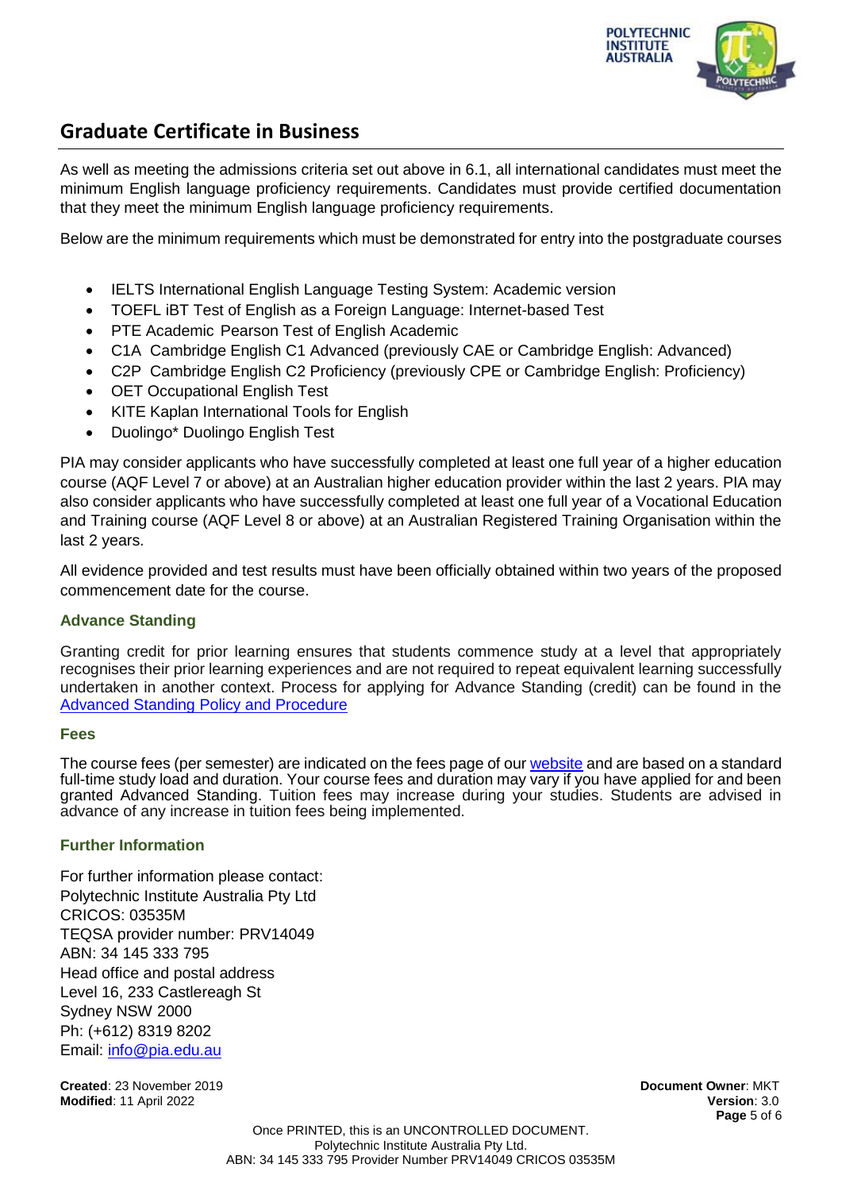## Graduate Certificate in Business

As well as meeting the admissions criteria set out above in 6.1, all international candidates must meet the minimum English language proficiency requirements. Candidates must provide certified documentation that they meet the minimum English language proficiency requirements.

Below are the minimum requirements which must be demonstrated for entry into the postgraduate courses

- IELTS International English Language Testing System: Academic version
- TOEFL iBT Test of English as a Foreign Language: Internet-based Test
- PTE Academic Pearson Test of English Academic
- C1A Cambridge English C1 Advanced (previously CAE or Cambridge English: Advanced)
- C2P Cambridge English C2 Proficiency (previously CPE or Cambridge English: Proficiency)
- OET Occupational English Test
- KITE Kaplan International Tools for English
- Duolingo* Duolingo English Test

PIA may consider applicants who have successfully completed at least one full year of a higher education course (AQF Level 7 or above) at an Australian higher education provider within the last 2 years. PIA may also consider applicants who have successfully completed at least one full year of a Vocational Education and Training course (AQF Level 8 or above) at an Australian Registered Training Organisation within the last 2 years.

All evidence provided and test results must have been officially obtained within two years of the proposed commencement date for the course.

### Advance Standing

Granting credit for prior learning ensures that students commence study at a level that appropriately recognises their prior learning experiences and are not required to repeat equivalent learning successfully undertaken in another context. Process for applying for Advance Standing (credit) can be found in the Advanced Standing Policy and Procedure

### Fees

The course fees (per semester) are indicated on the fees page of our website and are based on a standard full-time study load and duration. Your course fees and duration may vary if you have applied for and been granted Advanced Standing. Tuition fees may increase during your studies. Students are advised in advance of any increase in tuition fees being implemented.

### Further Information

For further information please contact:
Polytechnic Institute Australia Pty Ltd
CRICOS: 03535M
TEQSA provider number: PRV14049
ABN: 34 145 333 795
Head office and postal address
Level 16, 233 Castlereagh St
Sydney NSW 2000
Ph: (+612) 8319 8202
Email: info@pia.edu.au